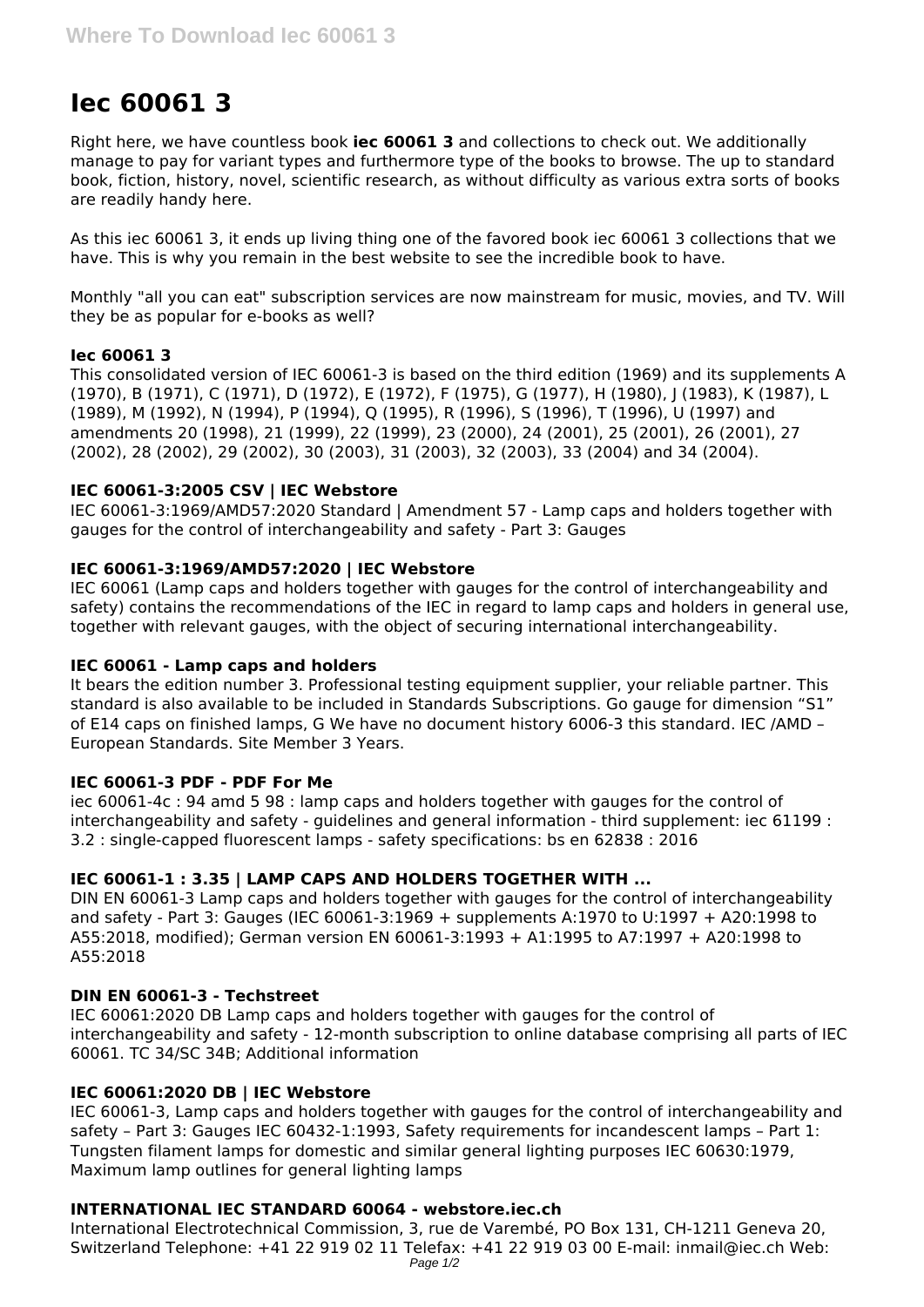# Iec 60061 3

Right here, we have countless book **iec 60061 3** and collections to check out. We additionally manage to pay for variant types and furthermore type of the books to browse. The up to standard book, fiction, history, novel, scientific research, as without difficulty as various extra sorts of books are readily handy here.

As this iec 60061 3, it ends up living thing one of the favored book iec 60061 3 collections that we have. This is why you remain in the best website to see the incredible book to have.

Monthly "all you can eat" subscription services are now mainstream for music, movies, and TV. Will they be as popular for e-books as well?

### Iec 60061 3

This consolidated version of IEC 60061-3 is based on the third edition (1969) and its supplements A (1970), B (1971), C (1971), D (1972), E (1972), F (1975), G (1977), H (1980), J (1983), K (1987), L (1989), M (1992), N (1994), P (1994), Q (1995), R (1996), S (1996), T (1996), U (1997) and amendments 20 (1998), 21 (1999), 22 (1999), 23 (2000), 24 (2001), 25 (2001), 26 (2001), 27 (2002), 28 (2002), 29 (2002), 30 (2003), 31 (2003), 32 (2003), 33 (2004) and 34 (2004).

### IEC 60061-3:2005 CSV | IEC Webstore

IEC 60061-3:1969/AMD57:2020 Standard | Amendment 57 - Lamp caps and holders together with gauges for the control of interchangeability and safety - Part 3: Gauges

### IEC 60061-3:1969/AMD57:2020 | IEC Webstore

IEC 60061 (Lamp caps and holders together with gauges for the control of interchangeability and safety) contains the recommendations of the IEC in regard to lamp caps and holders in general use, together with relevant gauges, with the object of securing international interchangeability.

### IEC 60061 - Lamp caps and holders

It bears the edition number 3. Professional testing equipment supplier, your reliable partner. This standard is also available to be included in Standards Subscriptions. Go gauge for dimension "S1" of E14 caps on finished lamps, G We have no document history 6006-3 this standard. IEC /AMD – European Standards. Site Member 3 Years.

### IEC 60061-3 PDF - PDF For Me

iec 60061-4c : 94 amd 5 98 : lamp caps and holders together with gauges for the control of interchangeability and safety - guidelines and general information - third supplement: iec 61199 : 3.2 : single-capped fluorescent lamps - safety specifications: bs en 62838 : 2016

### IEC 60061-1 : 3.35 | LAMP CAPS AND HOLDERS TOGETHER WITH ...

DIN EN 60061-3 Lamp caps and holders together with gauges for the control of interchangeability and safety - Part 3: Gauges (IEC 60061-3:1969 + supplements A:1970 to U:1997 + A20:1998 to A55:2018, modified); German version EN 60061-3:1993 + A1:1995 to A7:1997 + A20:1998 to A55:2018

### DIN EN 60061-3 - Techstreet

IEC 60061:2020 DB Lamp caps and holders together with gauges for the control of interchangeability and safety - 12-month subscription to online database comprising all parts of IEC 60061. TC 34/SC 34B; Additional information

### IEC 60061:2020 DB | IEC Webstore

IEC 60061-3, Lamp caps and holders together with gauges for the control of interchangeability and safety – Part 3: Gauges IEC 60432-1:1993, Safety requirements for incandescent lamps – Part 1: Tungsten filament lamps for domestic and similar general lighting purposes IEC 60630:1979, Maximum lamp outlines for general lighting lamps

### INTERNATIONAL IEC STANDARD 60064 - webstore.iec.ch

International Electrotechnical Commission, 3, rue de Varembé, PO Box 131, CH-1211 Geneva 20, Switzerland Telephone: +41 22 919 02 11 Telefax: +41 22 919 03 00 E-mail: inmail@iec.ch Web: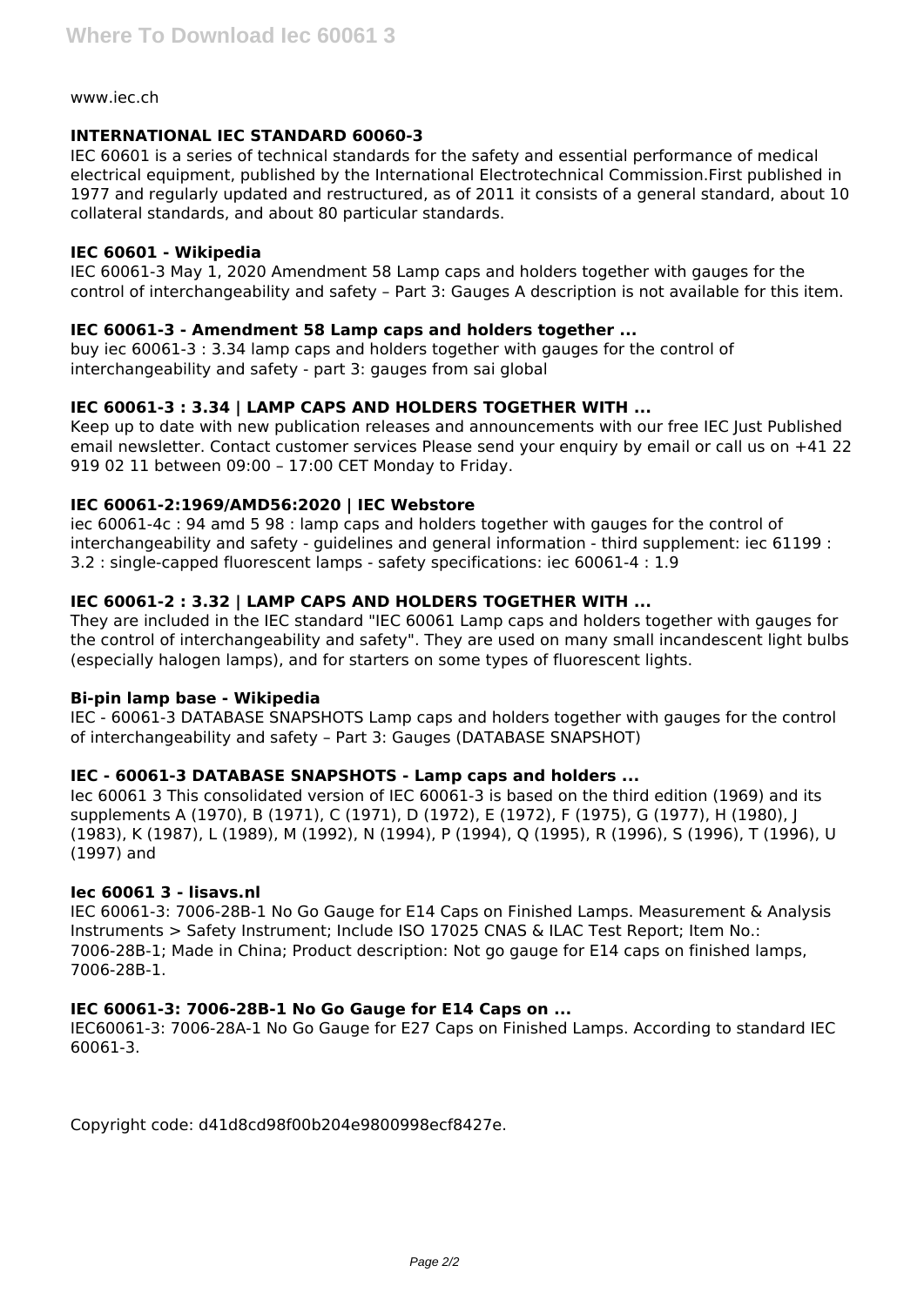www.iec.ch

### INTERNATIONAL IEC STANDARD 60060-3

IEC 60601 is a series of technical standards for the safety and essential performance of medical electrical equipment, published by the International Electrotechnical Commission.First published in 1977 and regularly updated and restructured, as of 2011 it consists of a general standard, about 10 collateral standards, and about 80 particular standards.

### IEC 60601 - Wikipedia

IEC 60061-3 May 1, 2020 Amendment 58 Lamp caps and holders together with gauges for the control of interchangeability and safety – Part 3: Gauges A description is not available for this item.

### IEC 60061-3 - Amendment 58 Lamp caps and holders together ...

buy iec 60061-3 : 3.34 lamp caps and holders together with gauges for the control of interchangeability and safety - part 3: gauges from sai global

### IEC 60061-3 : 3.34 | LAMP CAPS AND HOLDERS TOGETHER WITH ...

Keep up to date with new publication releases and announcements with our free IEC Just Published email newsletter. Contact customer services Please send your enquiry by email or call us on +41 22 919 02 11 between 09:00 – 17:00 CET Monday to Friday.

### IEC 60061-2:1969/AMD56:2020 | IEC Webstore

iec 60061-4c : 94 amd 5 98 : lamp caps and holders together with gauges for the control of interchangeability and safety - guidelines and general information - third supplement: iec 61199 : 3.2 : single-capped fluorescent lamps - safety specifications: iec 60061-4 : 1.9

### IEC 60061-2 : 3.32 | LAMP CAPS AND HOLDERS TOGETHER WITH ...

They are included in the IEC standard "IEC 60061 Lamp caps and holders together with gauges for the control of interchangeability and safety". They are used on many small incandescent light bulbs (especially halogen lamps), and for starters on some types of fluorescent lights.

### Bi-pin lamp base - Wikipedia

IEC - 60061-3 DATABASE SNAPSHOTS Lamp caps and holders together with gauges for the control of interchangeability and safety – Part 3: Gauges (DATABASE SNAPSHOT)

### IEC - 60061-3 DATABASE SNAPSHOTS - Lamp caps and holders ...

Iec 60061 3 This consolidated version of IEC 60061-3 is based on the third edition (1969) and its supplements A (1970), B (1971), C (1971), D (1972), E (1972), F (1975), G (1977), H (1980), J (1983), K (1987), L (1989), M (1992), N (1994), P (1994), Q (1995), R (1996), S (1996), T (1996), U (1997) and

### Iec 60061 3 - lisavs.nl

IEC 60061-3: 7006-28B-1 No Go Gauge for E14 Caps on Finished Lamps. Measurement & Analysis Instruments > Safety Instrument; Include ISO 17025 CNAS & ILAC Test Report; Item No.: 7006-28B-1; Made in China; Product description: Not go gauge for E14 caps on finished lamps, 7006-28B-1.

### IEC 60061-3: 7006-28B-1 No Go Gauge for E14 Caps on ...

IEC60061-3: 7006-28A-1 No Go Gauge for E27 Caps on Finished Lamps. According to standard IEC 60061-3.

Copyright code: d41d8cd98f00b204e9800998ecf8427e.